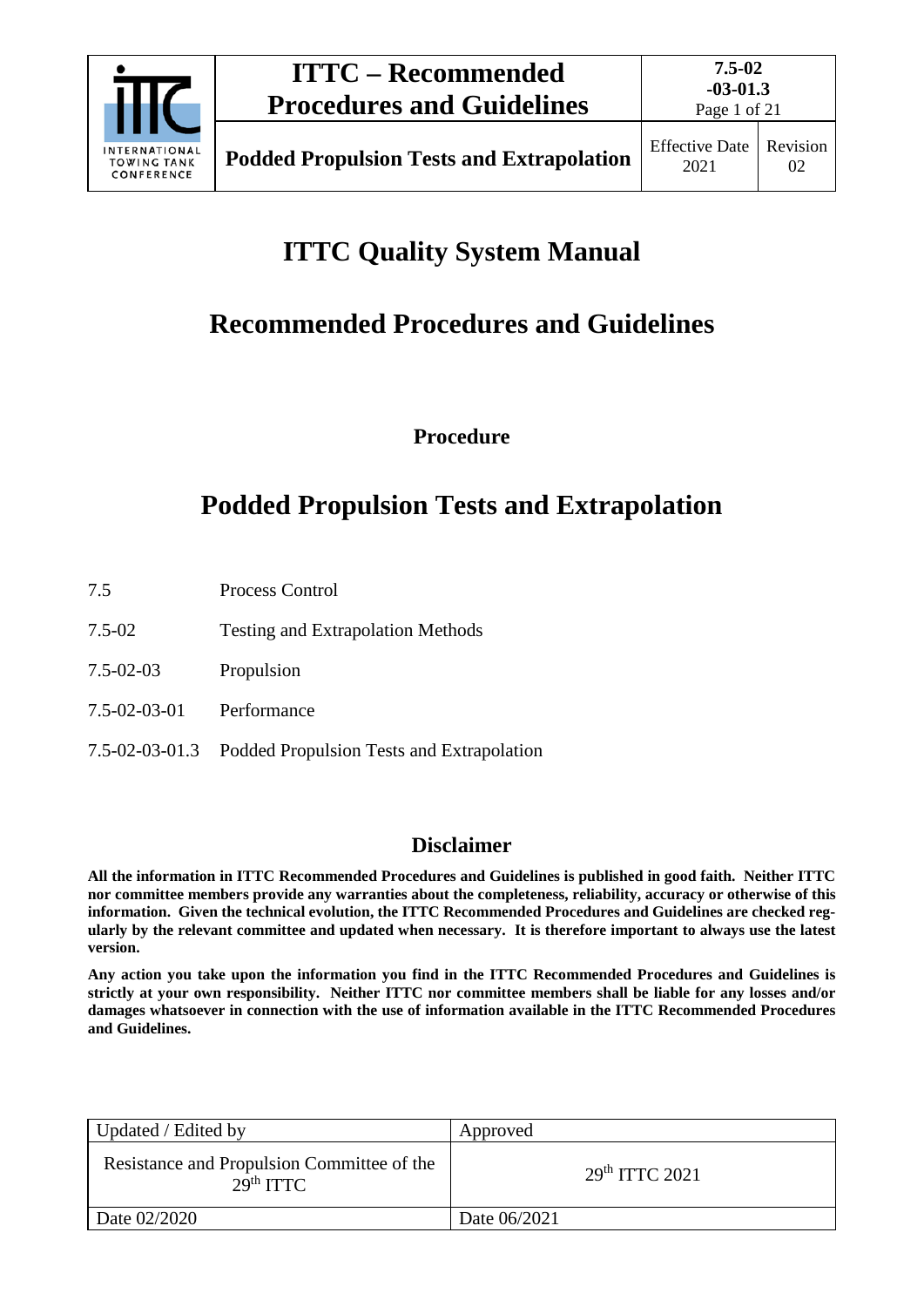# ITTC Quality System Manual

## Recommended Procedures and Guidelines

### Procedure

# Podded Propulsion Tests and Extrapolation

| | |
|---|---|
| 7.5 | Process Control |
| 7.5-02 | Testing and Extrapolation Methods |
| 7.5-02-03 | Propulsion |
| 7.5-02-03-01 | Performance |
| 7.5-02-03-01.3 | Podded Propulsion Tests and Extrapolation |

### Disclaimer

**All the information in ITTC Recommended Procedures and Guidelines is published in good faith. Neither ITTC nor committee members provide any warranties about the completeness, reliability, accuracy or otherwise of this information. Given the technical evolution, the ITTC Recommended Procedures and Guidelines are checked regularly by the relevant committee and updated when necessary. It is therefore important to always use the latest version.**

**Any action you take upon the information you find in the ITTC Recommended Procedures and Guidelines is strictly at your own responsibility. Neither ITTC nor committee members shall be liable for any losses and/or damages whatsoever in connection with the use of information available in the ITTC Recommended Procedures and Guidelines.**

| Updated / Edited by | Approved |
|---|---|
| Resistance and Propulsion Committee of the 29th ITTC | 29th ITTC 2021 |
| Date 02/2020 | Date 06/2021 |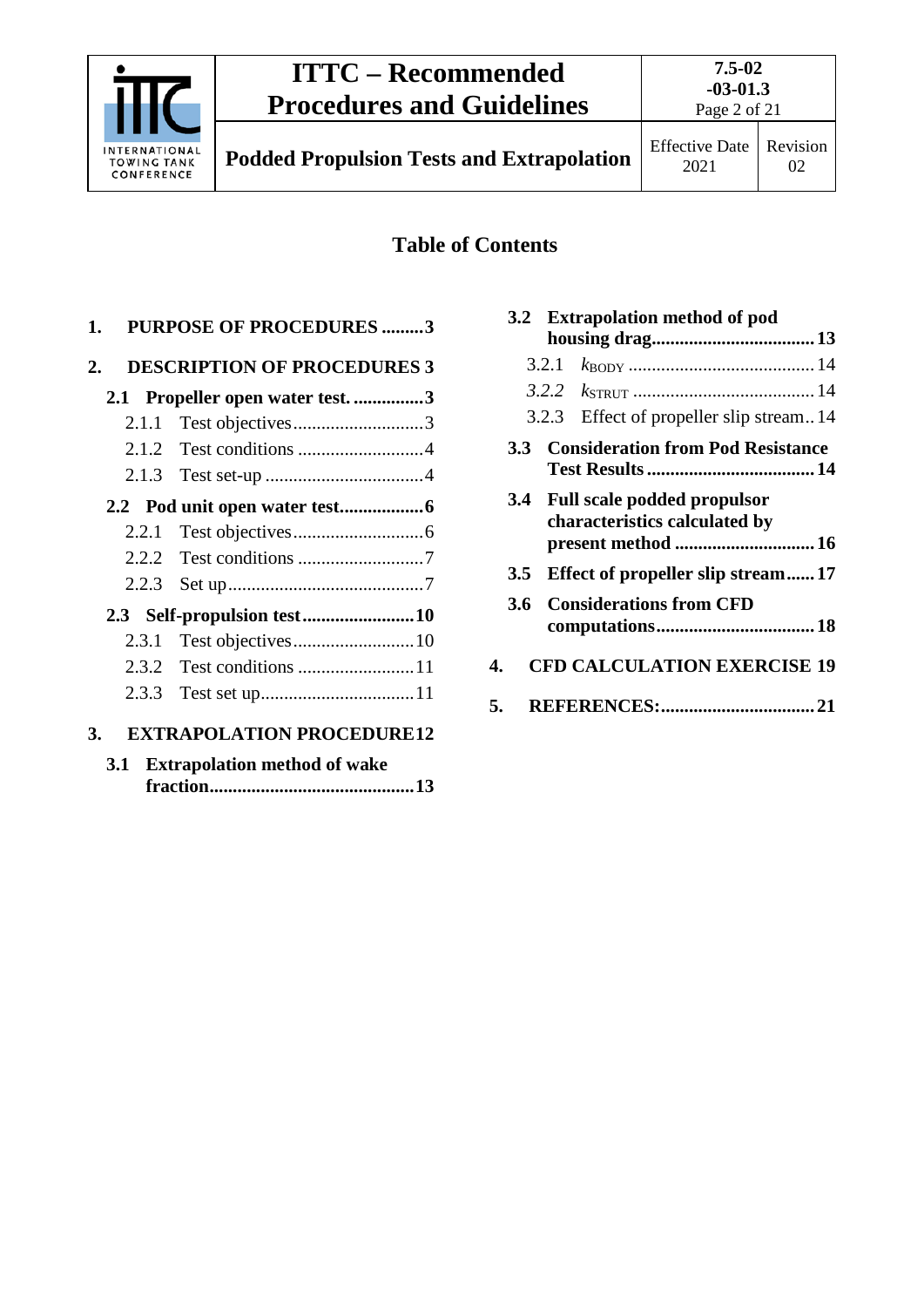## Table of Contents

1. **PURPOSE OF PROCEDURES** ......... 3
2. **DESCRIPTION OF PROCEDURES** 3
   - **2.1 Propeller open water test.** ............... 3
     - 2.1.1 Test objectives ............................ 3
     - 2.1.2 Test conditions ........................... 4
     - 2.1.3 Test set-up .................................. 4
   - **2.2 Pod unit open water test** .................. 6
     - 2.2.1 Test objectives ............................ 6
     - 2.2.2 Test conditions ........................... 7
     - 2.2.3 Set up .......................................... 7
   - **2.3 Self-propulsion test** ........................ 10
     - 2.3.1 Test objectives .......................... 10
     - 2.3.2 Test conditions ......................... 11
     - 2.3.3 Test set up ................................. 11
3. **EXTRAPOLATION PROCEDURE** 12
   - **3.1 Extrapolation method of wake fraction** ........................................... 13
   - **3.2 Extrapolation method of pod housing drag** .................................. 13
     - 3.2.1 $k_{BODY}$ ....................................... 14
     - *3.2.2* $k_{STRUT}$ ....................................... 14
     - 3.2.3 Effect of propeller slip stream .. 14
   - **3.3 Consideration from Pod Resistance Test Results** ................................... 14
   - **3.4 Full scale podded propulsor characteristics calculated by present method** ............................. 16
   - **3.5 Effect of propeller slip stream** ...... 17
   - **3.6 Considerations from CFD computations** ................................. 18
4. **CFD CALCULATION EXERCISE** 19
5. **REFERENCES:** ................................ 21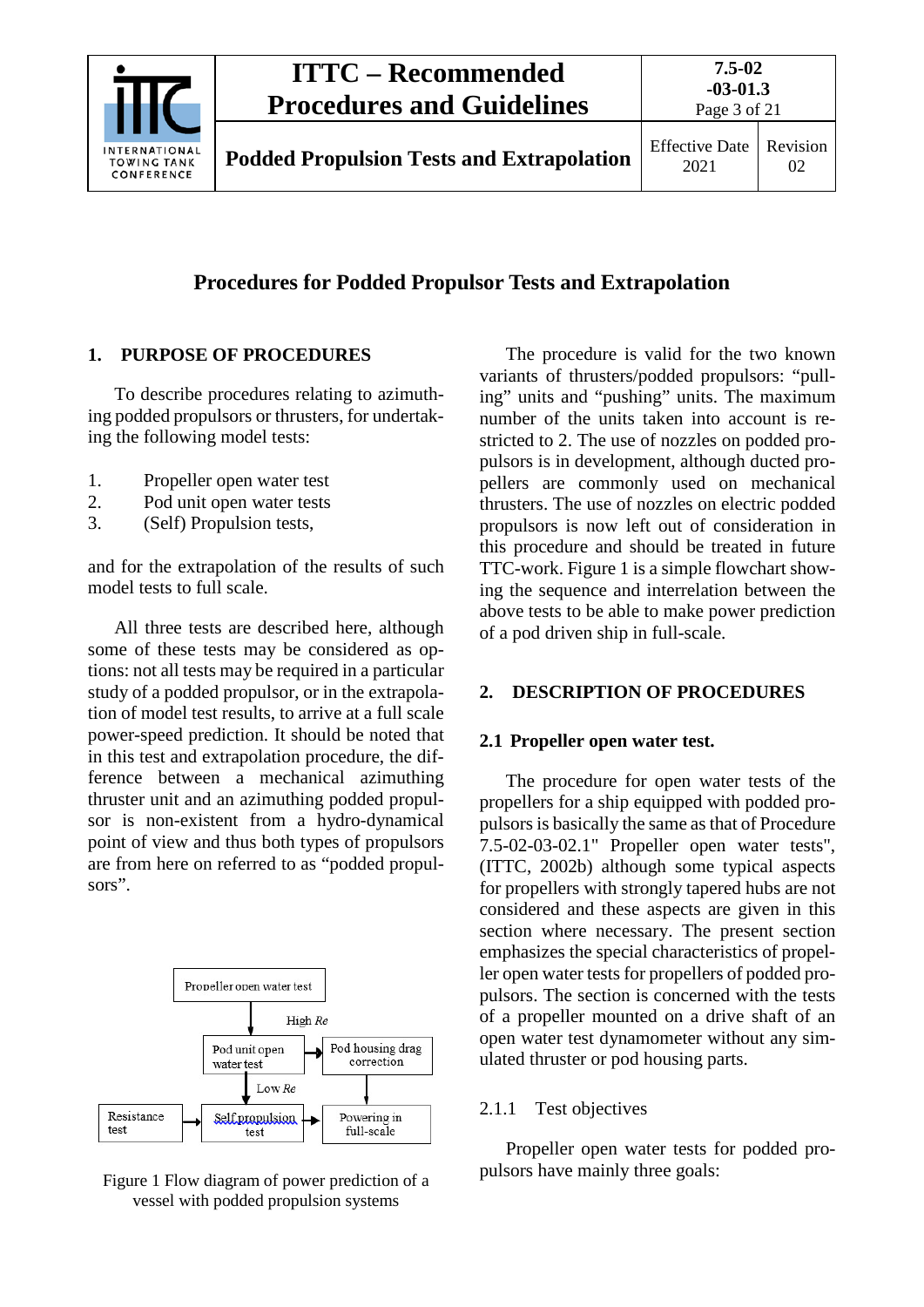# Procedures for Podded Propulsor Tests and Extrapolation

## 1. PURPOSE OF PROCEDURES

To describe procedures relating to azimuthing podded propulsors or thrusters, for undertaking the following model tests:

1. Propeller open water test
2. Pod unit open water tests
3. (Self) Propulsion tests,

and for the extrapolation of the results of such model tests to full scale.

All three tests are described here, although some of these tests may be considered as options: not all tests may be required in a particular study of a podded propulsor, or in the extrapolation of model test results, to arrive at a full scale power-speed prediction. It should be noted that in this test and extrapolation procedure, the difference between a mechanical azimuthing thruster unit and an azimuthing podded propulsor is non-existent from a hydro-dynamical point of view and thus both types of propulsors are from here on referred to as "podded propulsors".

Propeller open water test → (High $Re$) → Pod unit open water test → Pod housing drag correction → Powering in full-scale

Pod unit open water test → (Low $Re$) → Self propulsion test → Powering in full-scale

Resistance test → Self propulsion test

Figure 1 Flow diagram of power prediction of a vessel with podded propulsion systems

The procedure is valid for the two known variants of thrusters/podded propulsors: "pulling" units and "pushing" units. The maximum number of the units taken into account is restricted to 2. The use of nozzles on podded propulsors is in development, although ducted propellers are commonly used on mechanical thrusters. The use of nozzles on electric podded propulsors is now left out of consideration in this procedure and should be treated in future TTC-work. Figure 1 is a simple flowchart showing the sequence and interrelation between the above tests to be able to make power prediction of a pod driven ship in full-scale.

## 2. DESCRIPTION OF PROCEDURES

### 2.1 Propeller open water test.

The procedure for open water tests of the propellers for a ship equipped with podded propulsors is basically the same as that of Procedure 7.5-02-03-02.1" Propeller open water tests", (ITTC, 2002b) although some typical aspects for propellers with strongly tapered hubs are not considered and these aspects are given in this section where necessary. The present section emphasizes the special characteristics of propeller open water tests for propellers of podded propulsors. The section is concerned with the tests of a propeller mounted on a drive shaft of an open water test dynamometer without any simulated thruster or pod housing parts.

#### 2.1.1 Test objectives

Propeller open water tests for podded propulsors have mainly three goals: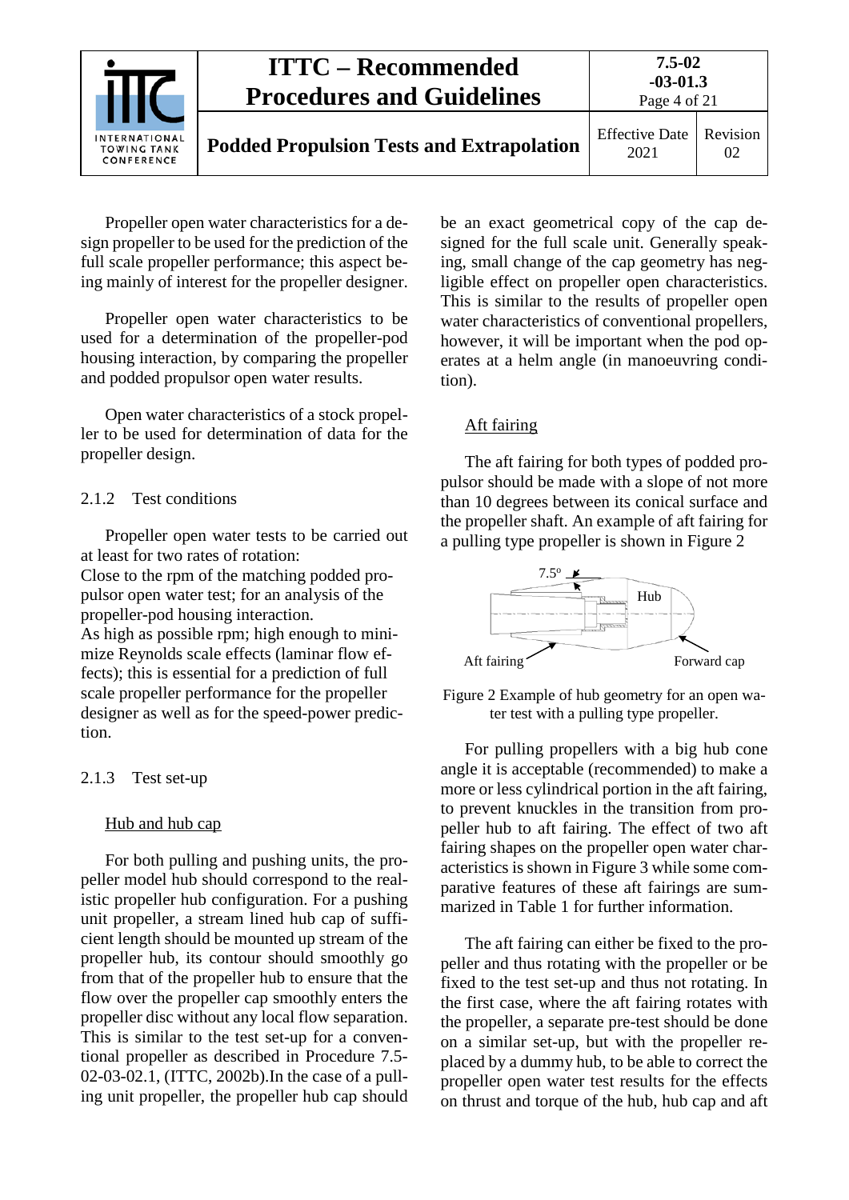Propeller open water characteristics for a design propeller to be used for the prediction of the full scale propeller performance; this aspect being mainly of interest for the propeller designer.

Propeller open water characteristics to be used for a determination of the propeller-pod housing interaction, by comparing the propeller and podded propulsor open water results.

Open water characteristics of a stock propeller to be used for determination of data for the propeller design.

### 2.1.2 Test conditions

Propeller open water tests to be carried out at least for two rates of rotation:
Close to the rpm of the matching podded propulsor open water test; for an analysis of the propeller-pod housing interaction.
As high as possible rpm; high enough to minimize Reynolds scale effects (laminar flow effects); this is essential for a prediction of full scale propeller performance for the propeller designer as well as for the speed-power prediction.

### 2.1.3 Test set-up

Hub and hub cap

For both pulling and pushing units, the propeller model hub should correspond to the realistic propeller hub configuration. For a pushing unit propeller, a stream lined hub cap of sufficient length should be mounted up stream of the propeller hub, its contour should smoothly go from that of the propeller hub to ensure that the flow over the propeller cap smoothly enters the propeller disc without any local flow separation. This is similar to the test set-up for a conventional propeller as described in Procedure 7.5-02-03-02.1, (ITTC, 2002b).In the case of a pulling unit propeller, the propeller hub cap should be an exact geometrical copy of the cap designed for the full scale unit. Generally speaking, small change of the cap geometry has negligible effect on propeller open characteristics. This is similar to the results of propeller open water characteristics of conventional propellers, however, it will be important when the pod operates at a helm angle (in manoeuvring condition).

Aft fairing

The aft fairing for both types of podded propulsor should be made with a slope of not more than 10 degrees between its conical surface and the propeller shaft. An example of aft fairing for a pulling type propeller is shown in Figure 2

Figure 2 Example of hub geometry for an open water test with a pulling type propeller.

For pulling propellers with a big hub cone angle it is acceptable (recommended) to make a more or less cylindrical portion in the aft fairing, to prevent knuckles in the transition from propeller hub to aft fairing. The effect of two aft fairing shapes on the propeller open water characteristics is shown in Figure 3 while some comparative features of these aft fairings are summarized in Table 1 for further information.

The aft fairing can either be fixed to the propeller and thus rotating with the propeller or be fixed to the test set-up and thus not rotating. In the first case, where the aft fairing rotates with the propeller, a separate pre-test should be done on a similar set-up, but with the propeller replaced by a dummy hub, to be able to correct the propeller open water test results for the effects on thrust and torque of the hub, hub cap and aft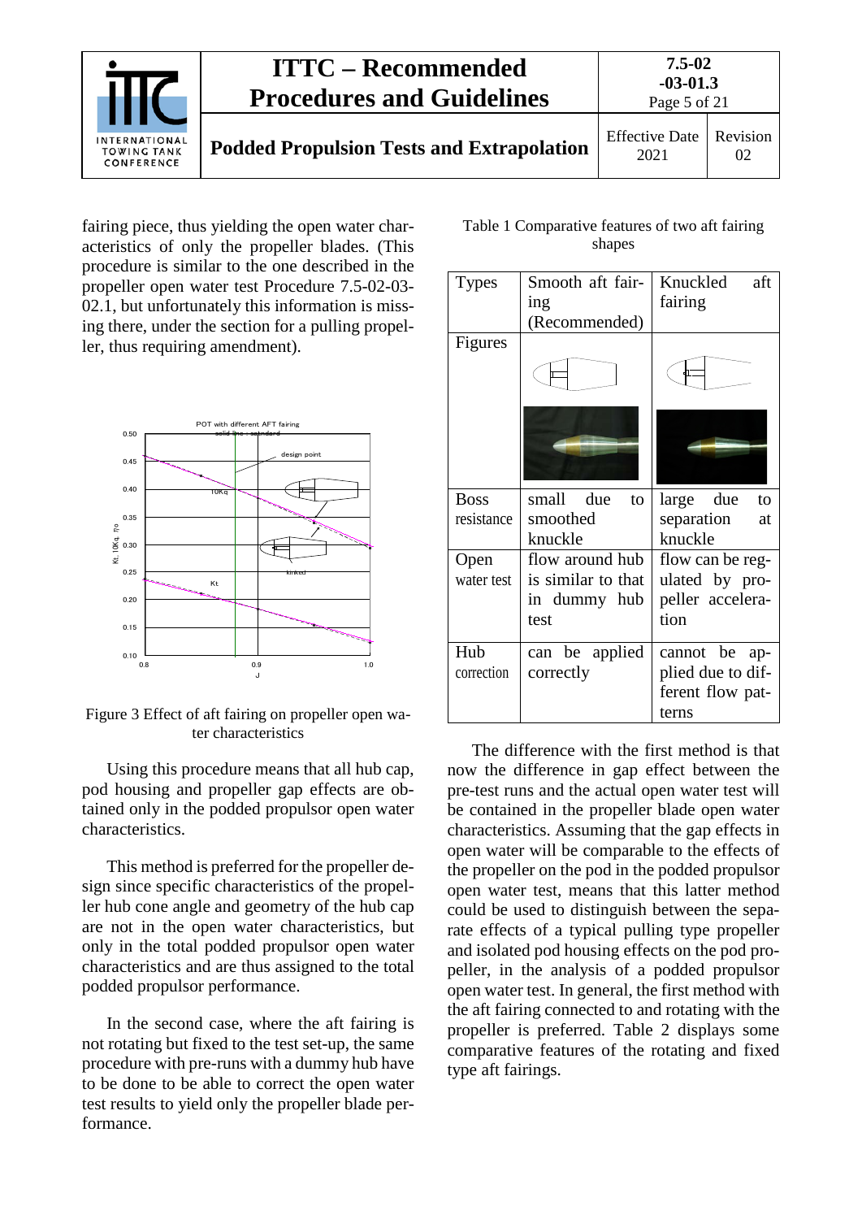fairing piece, thus yielding the open water characteristics of only the propeller blades. (This procedure is similar to the one described in the propeller open water test Procedure 7.5-02-03-02.1, but unfortunately this information is missing there, under the section for a pulling propeller, thus requiring amendment).

Figure 3 Effect of aft fairing on propeller open water characteristics

Using this procedure means that all hub cap, pod housing and propeller gap effects are obtained only in the podded propulsor open water characteristics.

This method is preferred for the propeller design since specific characteristics of the propeller hub cone angle and geometry of the hub cap are not in the open water characteristics, but only in the total podded propulsor open water characteristics and are thus assigned to the total podded propulsor performance.

In the second case, where the aft fairing is not rotating but fixed to the test set-up, the same procedure with pre-runs with a dummy hub have to be done to be able to correct the open water test results to yield only the propeller blade performance.

Table 1 Comparative features of two aft fairing shapes

| Types | Smooth aft fairing (Recommended) | Knuckled aft fairing |
|---|---|---|
| Figures | | |
| Boss resistance | small due to smoothed knuckle | large due to separation at knuckle |
| Open water test | flow around hub is similar to that in dummy hub test | flow can be regulated by propeller acceleration |
| Hub correction | can be applied correctly | cannot be applied due to different flow patterns |

The difference with the first method is that now the difference in gap effect between the pre-test runs and the actual open water test will be contained in the propeller blade open water characteristics. Assuming that the gap effects in open water will be comparable to the effects of the propeller on the pod in the podded propulsor open water test, means that this latter method could be used to distinguish between the separate effects of a typical pulling type propeller and isolated pod housing effects on the pod propeller, in the analysis of a podded propulsor open water test. In general, the first method with the aft fairing connected to and rotating with the propeller is preferred. Table 2 displays some comparative features of the rotating and fixed type aft fairings.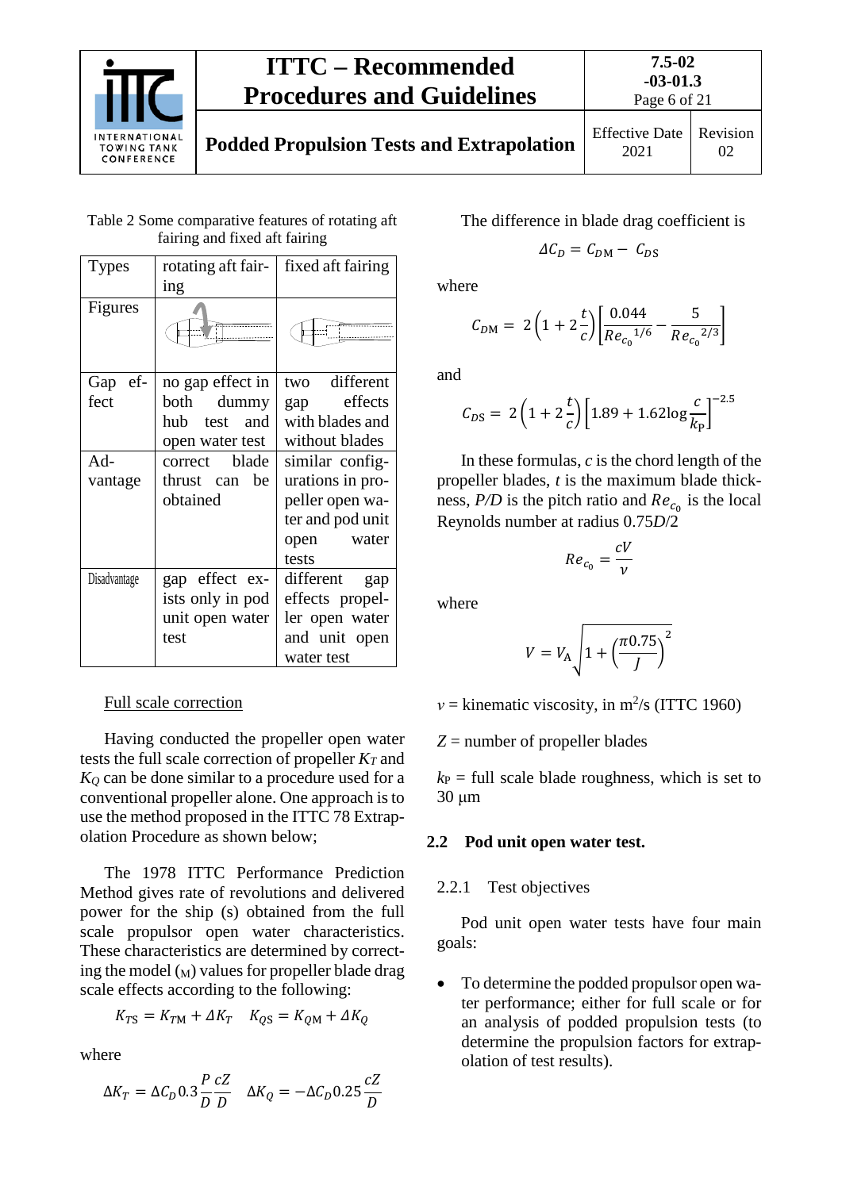Table 2 Some comparative features of rotating aft fairing and fixed aft fairing

| Types | rotating aft fairing | fixed aft fairing |
|---|---|---|
| Figures | | |
| Gap effect | no gap effect in both dummy hub test and open water test | two different gap effects with blades and without blades |
| Advantage | correct blade thrust can be obtained | similar configurations in propeller open water and pod unit open water tests |
| Disadvantage | gap effect exists only in pod unit open water test | different gap effects propeller open water and unit open water test |

Full scale correction

Having conducted the propeller open water tests the full scale correction of propeller $K_T$ and $K_Q$ can be done similar to a procedure used for a conventional propeller alone. One approach is to use the method proposed in the ITTC 78 Extrapolation Procedure as shown below;

The 1978 ITTC Performance Prediction Method gives rate of revolutions and delivered power for the ship (s) obtained from the full scale propulsor open water characteristics. These characteristics are determined by correcting the model ($_M$) values for propeller blade drag scale effects according to the following:

$$K_{TS} = K_{TM} + \Delta K_T \quad K_{QS} = K_{QM} + \Delta K_Q$$

where

$$\Delta K_T = \Delta C_D 0.3 \frac{P}{D}\frac{cZ}{D} \quad \Delta K_Q = -\Delta C_D 0.25 \frac{cZ}{D}$$

The difference in blade drag coefficient is

$$\Delta C_D = C_{DM} - C_{DS}$$

where

$$C_{DM} = 2\left(1 + 2\frac{t}{c}\right)\left[\frac{0.044}{Re_{c_0}{}^{1/6}} - \frac{5}{Re_{c_0}{}^{2/3}}\right]$$

and

$$C_{DS} = 2\left(1 + 2\frac{t}{c}\right)\left[1.89 + 1.62\log\frac{c}{k_P}\right]^{-2.5}$$

In these formulas, $c$ is the chord length of the propeller blades, $t$ is the maximum blade thickness, $P/D$ is the pitch ratio and $Re_{c_0}$ is the local Reynolds number at radius $0.75D/2$

$$Re_{c_0} = \frac{cV}{\nu}$$

where

$$V = V_A\sqrt{1 + \left(\frac{\pi 0.75}{J}\right)^2}$$

$\nu$ = kinematic viscosity, in m$^2$/s (ITTC 1960)

$Z$ = number of propeller blades

$k_P$ = full scale blade roughness, which is set to 30 μm

## 2.2 Pod unit open water test.

### 2.2.1 Test objectives

Pod unit open water tests have four main goals:

- To determine the podded propulsor open water performance; either for full scale or for an analysis of podded propulsion tests (to determine the propulsion factors for extrapolation of test results).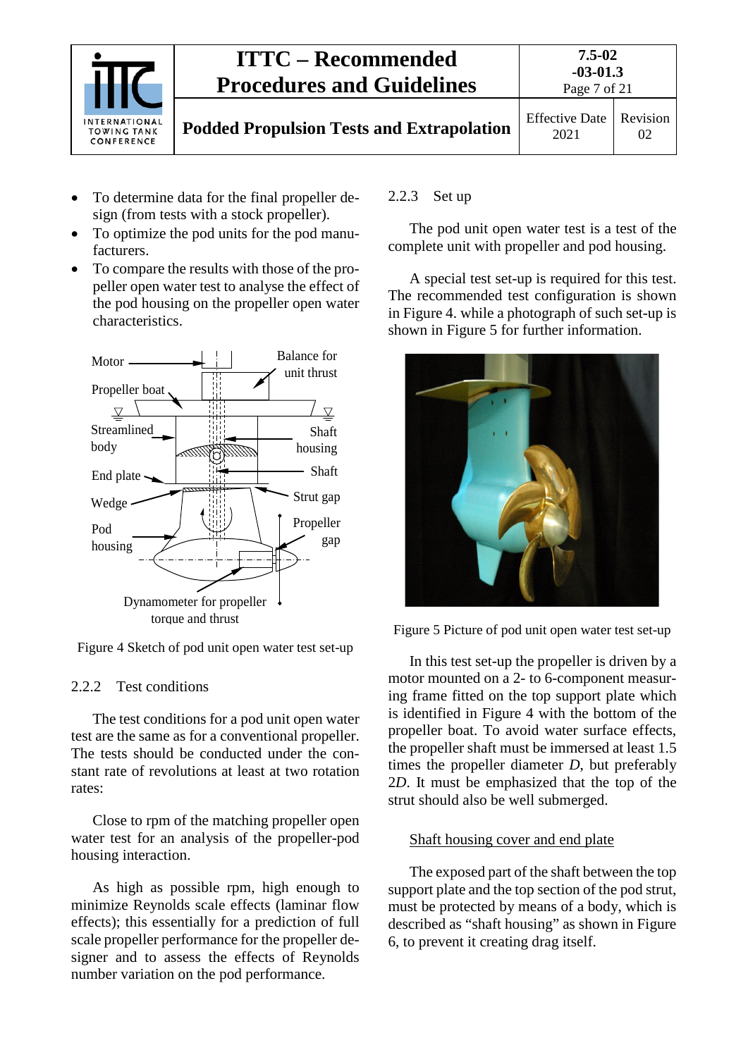- To determine data for the final propeller design (from tests with a stock propeller).
- To optimize the pod units for the pod manufacturers.
- To compare the results with those of the propeller open water test to analyse the effect of the pod housing on the propeller open water characteristics.

Figure 4 Sketch of pod unit open water test set-up

### 2.2.2 Test conditions

The test conditions for a pod unit open water test are the same as for a conventional propeller. The tests should be conducted under the constant rate of revolutions at least at two rotation rates:

Close to rpm of the matching propeller open water test for an analysis of the propeller-pod housing interaction.

As high as possible rpm, high enough to minimize Reynolds scale effects (laminar flow effects); this essentially for a prediction of full scale propeller performance for the propeller designer and to assess the effects of Reynolds number variation on the pod performance.

### 2.2.3 Set up

The pod unit open water test is a test of the complete unit with propeller and pod housing.

A special test set-up is required for this test. The recommended test configuration is shown in Figure 4. while a photograph of such set-up is shown in Figure 5 for further information.

Figure 5 Picture of pod unit open water test set-up

In this test set-up the propeller is driven by a motor mounted on a 2- to 6-component measuring frame fitted on the top support plate which is identified in Figure 4 with the bottom of the propeller boat. To avoid water surface effects, the propeller shaft must be immersed at least 1.5 times the propeller diameter *D*, but preferably 2*D*. It must be emphasized that the top of the strut should also be well submerged.

<u>Shaft housing cover and end plate</u>

The exposed part of the shaft between the top support plate and the top section of the pod strut, must be protected by means of a body, which is described as "shaft housing" as shown in Figure 6, to prevent it creating drag itself.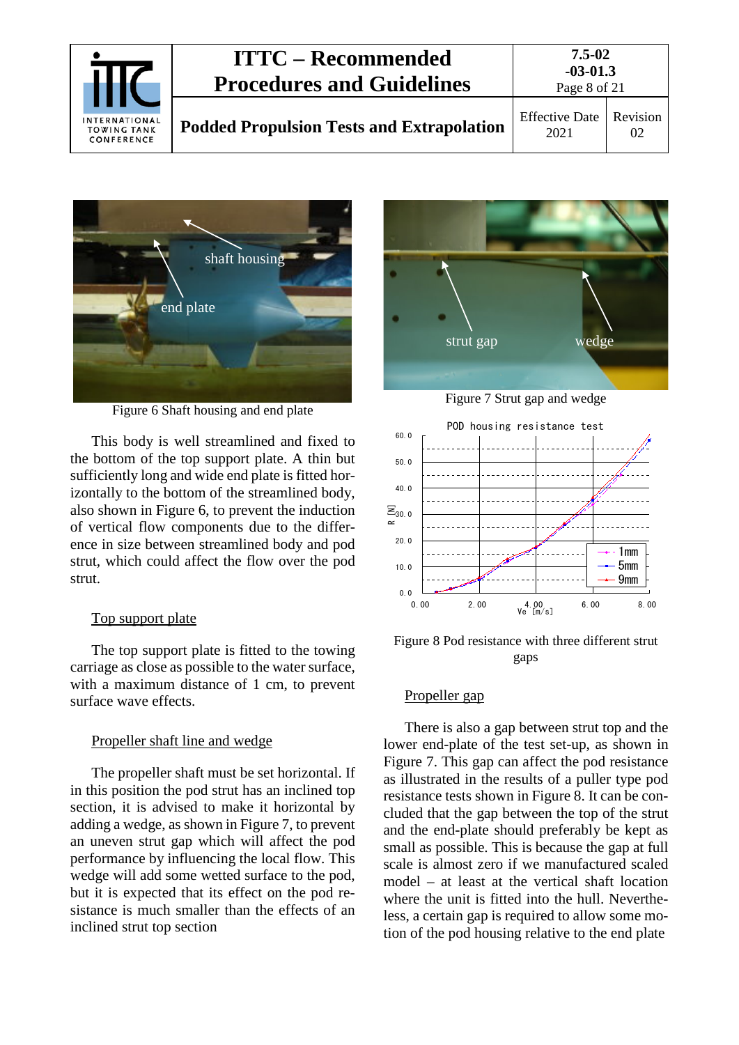Figure 6 Shaft housing and end plate

This body is well streamlined and fixed to the bottom of the top support plate. A thin but sufficiently long and wide end plate is fitted horizontally to the bottom of the streamlined body, also shown in Figure 6, to prevent the induction of vertical flow components due to the difference in size between streamlined body and pod strut, which could affect the flow over the pod strut.

Top support plate

The top support plate is fitted to the towing carriage as close as possible to the water surface, with a maximum distance of 1 cm, to prevent surface wave effects.

Propeller shaft line and wedge

The propeller shaft must be set horizontal. If in this position the pod strut has an inclined top section, it is advised to make it horizontal by adding a wedge, as shown in Figure 7, to prevent an uneven strut gap which will affect the pod performance by influencing the local flow. This wedge will add some wetted surface to the pod, but it is expected that its effect on the pod resistance is much smaller than the effects of an inclined strut top section

Figure 7 Strut gap and wedge

Figure 8 Pod resistance with three different strut gaps

Propeller gap

There is also a gap between strut top and the lower end-plate of the test set-up, as shown in Figure 7. This gap can affect the pod resistance as illustrated in the results of a puller type pod resistance tests shown in Figure 8. It can be concluded that the gap between the top of the strut and the end-plate should preferably be kept as small as possible. This is because the gap at full scale is almost zero if we manufactured scaled model – at least at the vertical shaft location where the unit is fitted into the hull. Nevertheless, a certain gap is required to allow some motion of the pod housing relative to the end plate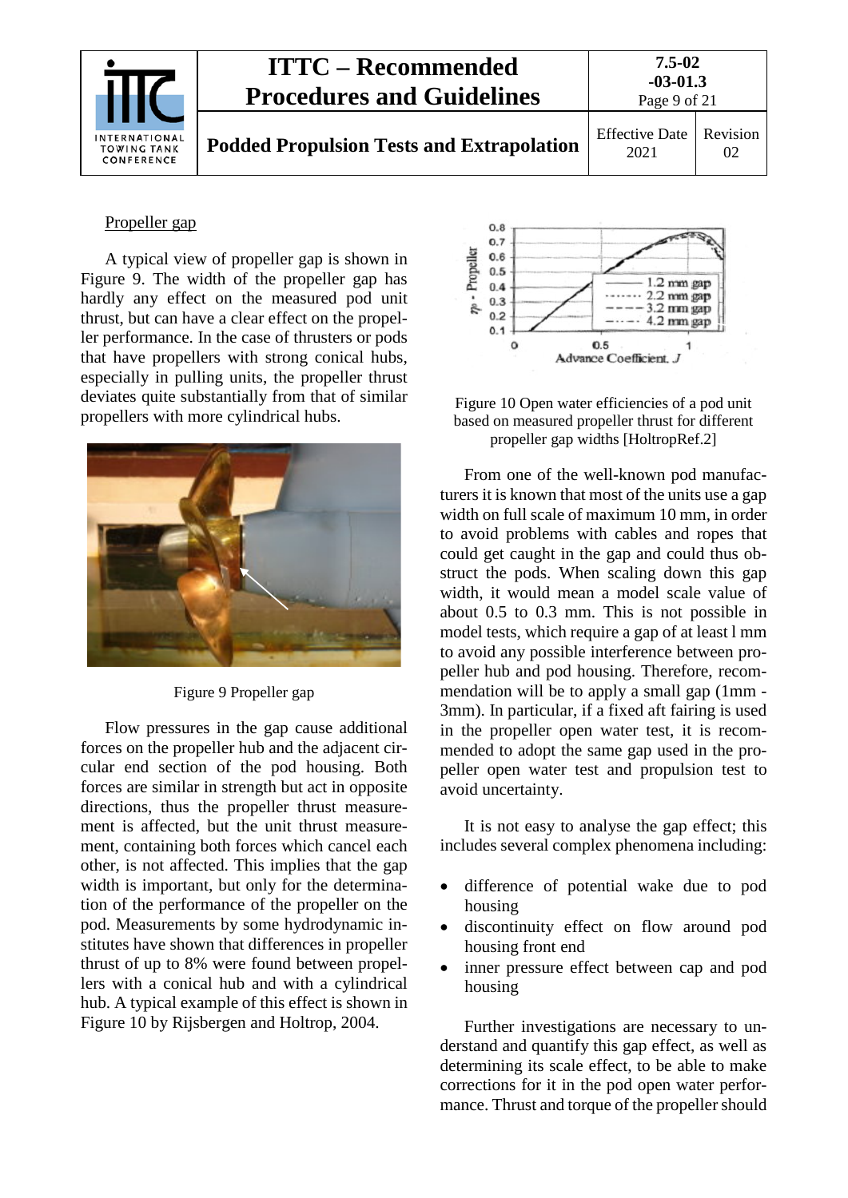Propeller gap

A typical view of propeller gap is shown in Figure 9. The width of the propeller gap has hardly any effect on the measured pod unit thrust, but can have a clear effect on the propeller performance. In the case of thrusters or pods that have propellers with strong conical hubs, especially in pulling units, the propeller thrust deviates quite substantially from that of similar propellers with more cylindrical hubs.

Figure 9 Propeller gap

Flow pressures in the gap cause additional forces on the propeller hub and the adjacent circular end section of the pod housing. Both forces are similar in strength but act in opposite directions, thus the propeller thrust measurement is affected, but the unit thrust measurement, containing both forces which cancel each other, is not affected. This implies that the gap width is important, but only for the determination of the performance of the propeller on the pod. Measurements by some hydrodynamic institutes have shown that differences in propeller thrust of up to 8% were found between propellers with a conical hub and with a cylindrical hub. A typical example of this effect is shown in Figure 10 by Rijsbergen and Holtrop, 2004.

Figure 10 Open water efficiencies of a pod unit based on measured propeller thrust for different propeller gap widths [HoltropRef.2]

From one of the well-known pod manufacturers it is known that most of the units use a gap width on full scale of maximum 10 mm, in order to avoid problems with cables and ropes that could get caught in the gap and could thus obstruct the pods. When scaling down this gap width, it would mean a model scale value of about 0.5 to 0.3 mm. This is not possible in model tests, which require a gap of at least l mm to avoid any possible interference between propeller hub and pod housing. Therefore, recommendation will be to apply a small gap (1mm - 3mm). In particular, if a fixed aft fairing is used in the propeller open water test, it is recommended to adopt the same gap used in the propeller open water test and propulsion test to avoid uncertainty.

It is not easy to analyse the gap effect; this includes several complex phenomena including:

- difference of potential wake due to pod housing
- discontinuity effect on flow around pod housing front end
- inner pressure effect between cap and pod housing

Further investigations are necessary to understand and quantify this gap effect, as well as determining its scale effect, to be able to make corrections for it in the pod open water performance. Thrust and torque of the propeller should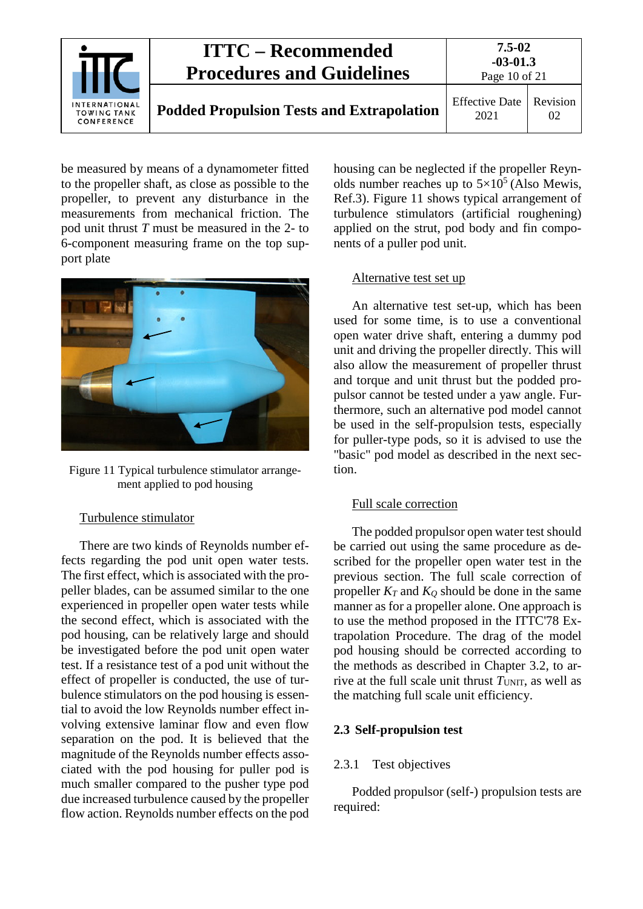be measured by means of a dynamometer fitted to the propeller shaft, as close as possible to the propeller, to prevent any disturbance in the measurements from mechanical friction. The pod unit thrust $T$ must be measured in the 2- to 6-component measuring frame on the top support plate

Figure 11 Typical turbulence stimulator arrangement applied to pod housing

Turbulence stimulator

There are two kinds of Reynolds number effects regarding the pod unit open water tests. The first effect, which is associated with the propeller blades, can be assumed similar to the one experienced in propeller open water tests while the second effect, which is associated with the pod housing, can be relatively large and should be investigated before the pod unit open water test. If a resistance test of a pod unit without the effect of propeller is conducted, the use of turbulence stimulators on the pod housing is essential to avoid the low Reynolds number effect involving extensive laminar flow and even flow separation on the pod. It is believed that the magnitude of the Reynolds number effects associated with the pod housing for puller pod is much smaller compared to the pusher type pod due increased turbulence caused by the propeller flow action. Reynolds number effects on the pod housing can be neglected if the propeller Reynolds number reaches up to $5{\times}10^5$ (Also Mewis, Ref.3). Figure 11 shows typical arrangement of turbulence stimulators (artificial roughening) applied on the strut, pod body and fin components of a puller pod unit.

Alternative test set up

An alternative test set-up, which has been used for some time, is to use a conventional open water drive shaft, entering a dummy pod unit and driving the propeller directly. This will also allow the measurement of propeller thrust and torque and unit thrust but the podded propulsor cannot be tested under a yaw angle. Furthermore, such an alternative pod model cannot be used in the self-propulsion tests, especially for puller-type pods, so it is advised to use the "basic" pod model as described in the next section.

Full scale correction

The podded propulsor open water test should be carried out using the same procedure as described for the propeller open water test in the previous section. The full scale correction of propeller $K_T$ and $K_Q$ should be done in the same manner as for a propeller alone. One approach is to use the method proposed in the ITTC'78 Extrapolation Procedure. The drag of the model pod housing should be corrected according to the methods as described in Chapter 3.2, to arrive at the full scale unit thrust $T_{\text{UNIT}}$, as well as the matching full scale unit efficiency.

## 2.3 Self-propulsion test

### 2.3.1 Test objectives

Podded propulsor (self-) propulsion tests are required: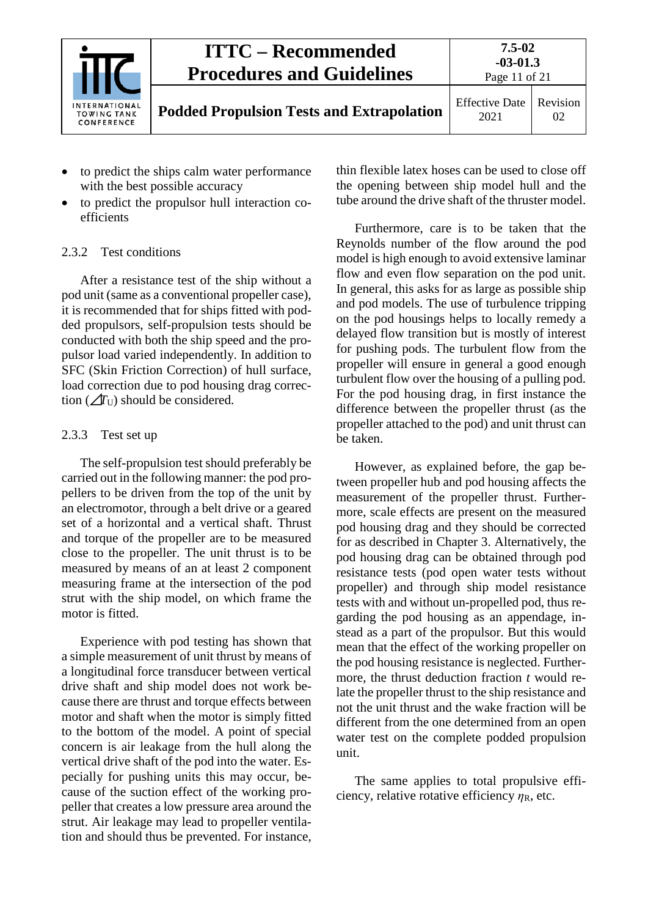- to predict the ships calm water performance with the best possible accuracy
- to predict the propulsor hull interaction coefficients

### 2.3.2 Test conditions

After a resistance test of the ship without a pod unit (same as a conventional propeller case), it is recommended that for ships fitted with podded propulsors, self-propulsion tests should be conducted with both the ship speed and the propulsor load varied independently. In addition to SFC (Skin Friction Correction) of hull surface, load correction due to pod housing drag correction ($\Delta T_U$) should be considered.

### 2.3.3 Test set up

The self-propulsion test should preferably be carried out in the following manner: the pod propellers to be driven from the top of the unit by an electromotor, through a belt drive or a geared set of a horizontal and a vertical shaft. Thrust and torque of the propeller are to be measured close to the propeller. The unit thrust is to be measured by means of an at least 2 component measuring frame at the intersection of the pod strut with the ship model, on which frame the motor is fitted.

Experience with pod testing has shown that a simple measurement of unit thrust by means of a longitudinal force transducer between vertical drive shaft and ship model does not work because there are thrust and torque effects between motor and shaft when the motor is simply fitted to the bottom of the model. A point of special concern is air leakage from the hull along the vertical drive shaft of the pod into the water. Especially for pushing units this may occur, because of the suction effect of the working propeller that creates a low pressure area around the strut. Air leakage may lead to propeller ventilation and should thus be prevented. For instance, thin flexible latex hoses can be used to close off the opening between ship model hull and the tube around the drive shaft of the thruster model.

Furthermore, care is to be taken that the Reynolds number of the flow around the pod model is high enough to avoid extensive laminar flow and even flow separation on the pod unit. In general, this asks for as large as possible ship and pod models. The use of turbulence tripping on the pod housings helps to locally remedy a delayed flow transition but is mostly of interest for pushing pods. The turbulent flow from the propeller will ensure in general a good enough turbulent flow over the housing of a pulling pod. For the pod housing drag, in first instance the difference between the propeller thrust (as the propeller attached to the pod) and unit thrust can be taken.

However, as explained before, the gap between propeller hub and pod housing affects the measurement of the propeller thrust. Furthermore, scale effects are present on the measured pod housing drag and they should be corrected for as described in Chapter 3. Alternatively, the pod housing drag can be obtained through pod resistance tests (pod open water tests without propeller) and through ship model resistance tests with and without un-propelled pod, thus regarding the pod housing as an appendage, instead as a part of the propulsor. But this would mean that the effect of the working propeller on the pod housing resistance is neglected. Furthermore, the thrust deduction fraction $t$ would relate the propeller thrust to the ship resistance and not the unit thrust and the wake fraction will be different from the one determined from an open water test on the complete podded propulsion unit.

The same applies to total propulsive efficiency, relative rotative efficiency $\eta_R$, etc.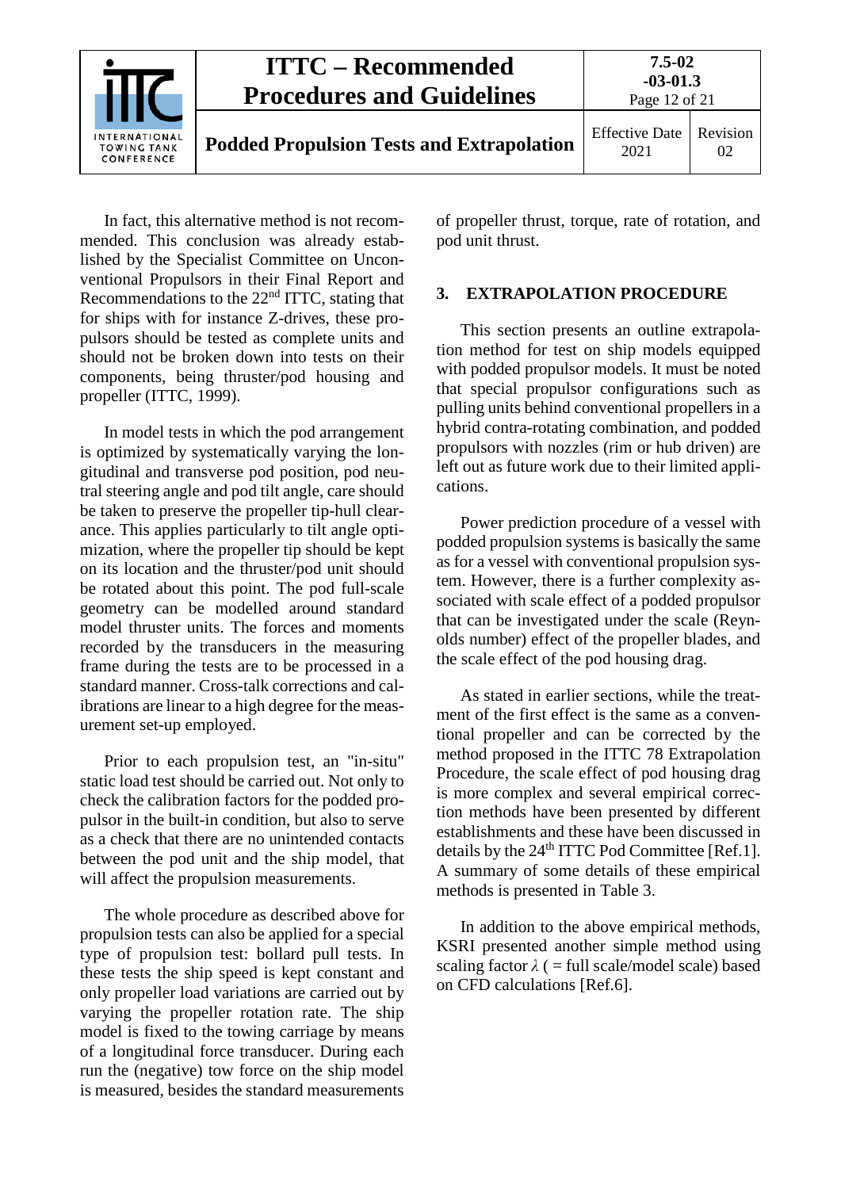In fact, this alternative method is not recommended. This conclusion was already established by the Specialist Committee on Unconventional Propulsors in their Final Report and Recommendations to the 22nd ITTC, stating that for ships with for instance Z-drives, these propulsors should be tested as complete units and should not be broken down into tests on their components, being thruster/pod housing and propeller (ITTC, 1999).

In model tests in which the pod arrangement is optimized by systematically varying the longitudinal and transverse pod position, pod neutral steering angle and pod tilt angle, care should be taken to preserve the propeller tip-hull clearance. This applies particularly to tilt angle optimization, where the propeller tip should be kept on its location and the thruster/pod unit should be rotated about this point. The pod full-scale geometry can be modelled around standard model thruster units. The forces and moments recorded by the transducers in the measuring frame during the tests are to be processed in a standard manner. Cross-talk corrections and calibrations are linear to a high degree for the measurement set-up employed.

Prior to each propulsion test, an "in-situ" static load test should be carried out. Not only to check the calibration factors for the podded propulsor in the built-in condition, but also to serve as a check that there are no unintended contacts between the pod unit and the ship model, that will affect the propulsion measurements.

The whole procedure as described above for propulsion tests can also be applied for a special type of propulsion test: bollard pull tests. In these tests the ship speed is kept constant and only propeller load variations are carried out by varying the propeller rotation rate. The ship model is fixed to the towing carriage by means of a longitudinal force transducer. During each run the (negative) tow force on the ship model is measured, besides the standard measurements of propeller thrust, torque, rate of rotation, and pod unit thrust.

## 3. EXTRAPOLATION PROCEDURE

This section presents an outline extrapolation method for test on ship models equipped with podded propulsor models. It must be noted that special propulsor configurations such as pulling units behind conventional propellers in a hybrid contra-rotating combination, and podded propulsors with nozzles (rim or hub driven) are left out as future work due to their limited applications.

Power prediction procedure of a vessel with podded propulsion systems is basically the same as for a vessel with conventional propulsion system. However, there is a further complexity associated with scale effect of a podded propulsor that can be investigated under the scale (Reynolds number) effect of the propeller blades, and the scale effect of the pod housing drag.

As stated in earlier sections, while the treatment of the first effect is the same as a conventional propeller and can be corrected by the method proposed in the ITTC 78 Extrapolation Procedure, the scale effect of pod housing drag is more complex and several empirical correction methods have been presented by different establishments and these have been discussed in details by the 24th ITTC Pod Committee [Ref.1]. A summary of some details of these empirical methods is presented in Table 3.

In addition to the above empirical methods, KSRI presented another simple method using scaling factor $\lambda$ ( = full scale/model scale) based on CFD calculations [Ref.6].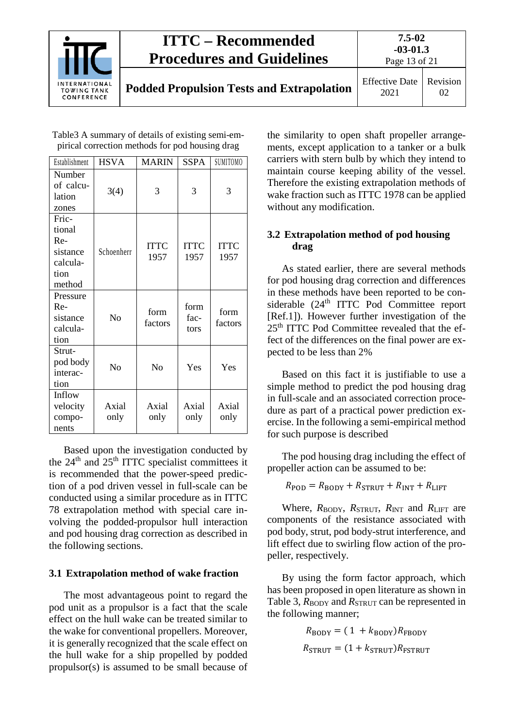Table3 A summary of details of existing semi-empirical correction methods for pod housing drag

| Establishment | HSVA | MARIN | SSPA | SUMITOMO |
|---|---|---|---|---|
| Number of calculation zones | 3(4) | 3 | 3 | 3 |
| Frictional Resistance calculation method | Schoenherr | ITTC 1957 | ITTC 1957 | ITTC 1957 |
| Pressure Resistance calculation | No | form factors | form factors | form factors |
| Strut-pod body interaction | No | No | Yes | Yes |
| Inflow velocity components | Axial only | Axial only | Axial only | Axial only |

Based upon the investigation conducted by the 24th and 25th ITTC specialist committees it is recommended that the power-speed prediction of a pod driven vessel in full-scale can be conducted using a similar procedure as in ITTC 78 extrapolation method with special care involving the podded-propulsor hull interaction and pod housing drag correction as described in the following sections.

## 3.1 Extrapolation method of wake fraction

The most advantageous point to regard the pod unit as a propulsor is a fact that the scale effect on the hull wake can be treated similar to the wake for conventional propellers. Moreover, it is generally recognized that the scale effect on the hull wake for a ship propelled by podded propulsor(s) is assumed to be small because of the similarity to open shaft propeller arrangements, except application to a tanker or a bulk carriers with stern bulb by which they intend to maintain course keeping ability of the vessel. Therefore the existing extrapolation methods of wake fraction such as ITTC 1978 can be applied without any modification.

## 3.2 Extrapolation method of pod housing drag

As stated earlier, there are several methods for pod housing drag correction and differences in these methods have been reported to be considerable (24th ITTC Pod Committee report [Ref.1]). However further investigation of the 25th ITTC Pod Committee revealed that the effect of the differences on the final power are expected to be less than 2%

Based on this fact it is justifiable to use a simple method to predict the pod housing drag in full-scale and an associated correction procedure as part of a practical power prediction exercise. In the following a semi-empirical method for such purpose is described

The pod housing drag including the effect of propeller action can be assumed to be:

$$R_{\mathrm{POD}} = R_{\mathrm{BODY}} + R_{\mathrm{STRUT}} + R_{\mathrm{INT}} + R_{\mathrm{LIFT}}$$

Where, $R_{\mathrm{BODY}}$, $R_{\mathrm{STRUT}}$, $R_{\mathrm{INT}}$ and $R_{\mathrm{LIFT}}$ are components of the resistance associated with pod body, strut, pod body-strut interference, and lift effect due to swirling flow action of the propeller, respectively.

By using the form factor approach, which has been proposed in open literature as shown in Table 3, $R_{\mathrm{BODY}}$ and $R_{\mathrm{STRUT}}$ can be represented in the following manner;

$$R_{\mathrm{BODY}} = (1 + k_{\mathrm{BODY}}) R_{\mathrm{FBODY}}$$

$$R_{\mathrm{STRUT}} = (1 + k_{\mathrm{STRUT}}) R_{\mathrm{FSTRUT}}$$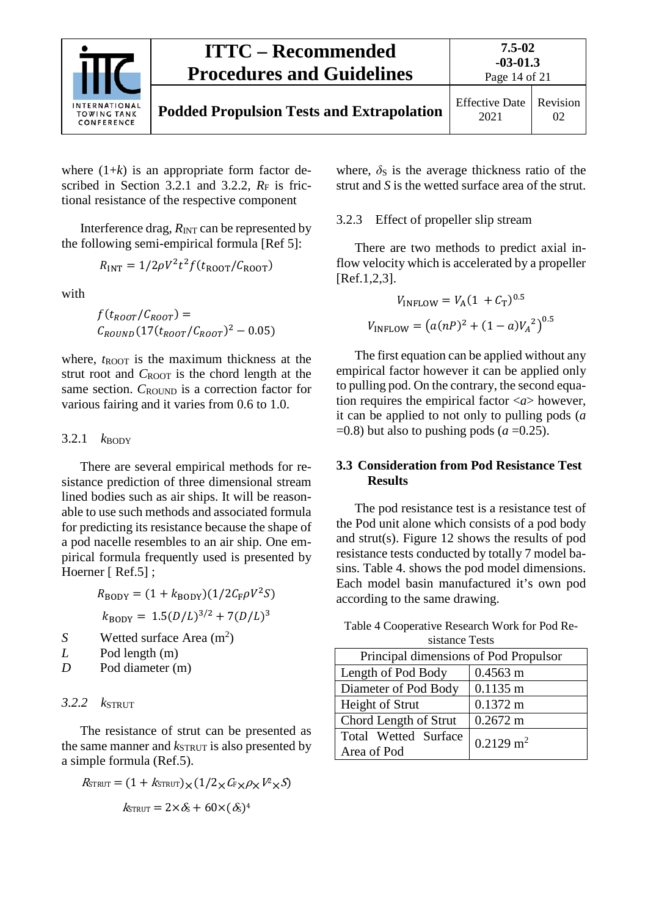where (1+$k$) is an appropriate form factor described in Section 3.2.1 and 3.2.2, $R_F$ is frictional resistance of the respective component

Interference drag, $R_{INT}$ can be represented by the following semi-empirical formula [Ref 5]:

$$R_{\text{INT}} = 1/2\rho V^2 t^2 f(t_{\text{ROOT}}/C_{\text{ROOT}})$$

with

$$f(t_{ROOT}/C_{ROOT}) = C_{ROUND}(17(t_{ROOT}/C_{ROOT})^2 - 0.05)$$

where, $t_{\text{ROOT}}$ is the maximum thickness at the strut root and $C_{\text{ROOT}}$ is the chord length at the same section. $C_{\text{ROUND}}$ is a correction factor for various fairing and it varies from 0.6 to 1.0.

### 3.2.1 $k_{\text{BODY}}$

There are several empirical methods for resistance prediction of three dimensional stream lined bodies such as air ships. It will be reasonable to use such methods and associated formula for predicting its resistance because the shape of a pod nacelle resembles to an air ship. One empirical formula frequently used is presented by Hoerner [ Ref.5] ;

$$R_{\text{BODY}} = (1 + k_{\text{BODY}})(1/2C_F\rho V^2 S)$$

$$k_{\text{BODY}} = 1.5(D/L)^{3/2} + 7(D/L)^3$$

- $S$ Wetted surface Area (m$^2$)
- $L$ Pod length (m)
- $D$ Pod diameter (m)

### 3.2.2 $k_{\text{STRUT}}$

The resistance of strut can be presented as the same manner and $k_{\text{STRUT}}$ is also presented by a simple formula (Ref.5).

$$R_{\text{STRUT}} = (1 + k_{\text{STRUT}}) \times (1/2 \times C_F \times \rho \times V^2 \times S)$$

$$k_{\text{STRUT}} = 2 \times \delta_S + 60 \times (\delta_S)^4$$

where, $\delta_S$ is the average thickness ratio of the strut and $S$ is the wetted surface area of the strut.

### 3.2.3 Effect of propeller slip stream

There are two methods to predict axial inflow velocity which is accelerated by a propeller [Ref.1,2,3].

$$V_{\text{INFLOW}} = V_A(1 + C_T)^{0.5}$$

$$V_{\text{INFLOW}} = \left(a(nP)^2 + (1-a){V_A}^2\right)^{0.5}$$

The first equation can be applied without any empirical factor however it can be applied only to pulling pod. On the contrary, the second equation requires the empirical factor <$a$> however, it can be applied to not only to pulling pods ($a$ =0.8) but also to pushing pods ($a$ =0.25).

## 3.3 Consideration from Pod Resistance Test Results

The pod resistance test is a resistance test of the Pod unit alone which consists of a pod body and strut(s). Figure 12 shows the results of pod resistance tests conducted by totally 7 model basins. Table 4. shows the pod model dimensions. Each model basin manufactured it's own pod according to the same drawing.

Table 4 Cooperative Research Work for Pod Resistance Tests

| Principal dimensions of Pod Propulsor | |
|---|---|
| Length of Pod Body | 0.4563 m |
| Diameter of Pod Body | 0.1135 m |
| Height of Strut | 0.1372 m |
| Chord Length of Strut | 0.2672 m |
| Total Wetted Surface Area of Pod | 0.2129 m$^2$ |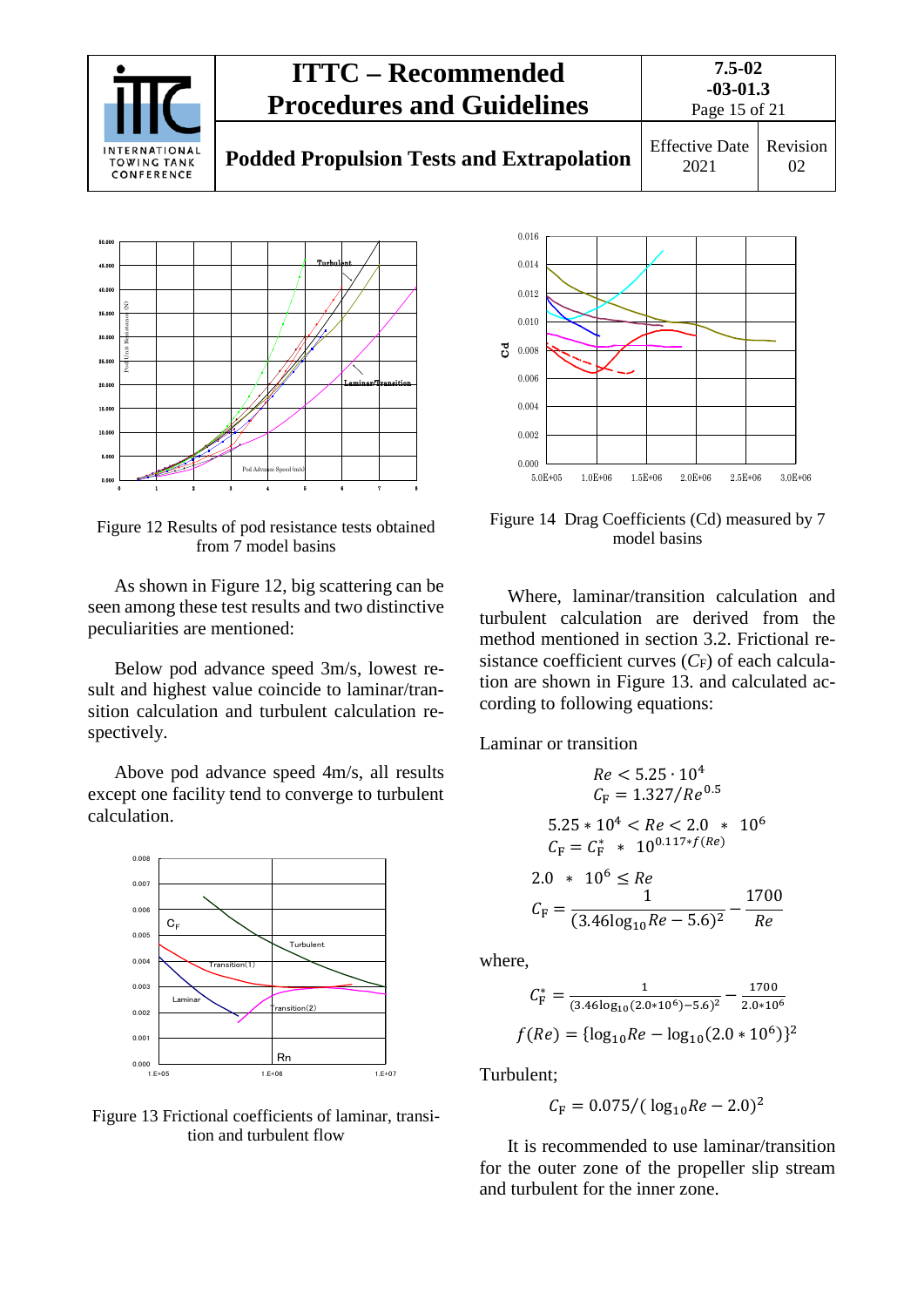Figure 12 Results of pod resistance tests obtained from 7 model basins

As shown in Figure 12, big scattering can be seen among these test results and two distinctive peculiarities are mentioned:

Below pod advance speed 3m/s, lowest result and highest value coincide to laminar/transition calculation and turbulent calculation respectively.

Above pod advance speed 4m/s, all results except one facility tend to converge to turbulent calculation.

Figure 13 Frictional coefficients of laminar, transition and turbulent flow

Figure 14 Drag Coefficients (Cd) measured by 7 model basins

Where, laminar/transition calculation and turbulent calculation are derived from the method mentioned in section 3.2. Frictional resistance coefficient curves ($C_F$) of each calculation are shown in Figure 13. and calculated according to following equations:

Laminar or transition

$$Re < 5.25 \cdot 10^4$$
$$C_F = 1.327/Re^{0.5}$$

$$5.25 * 10^4 < Re < 2.0 * 10^6$$
$$C_F = C_F^* * 10^{0.117 * f(Re)}$$

$$2.0 * 10^6 \le Re$$
$$C_F = \frac{1}{(3.46 \log_{10} Re - 5.6)^2} - \frac{1700}{Re}$$

where,

$$C_F^* = \frac{1}{(3.46 \log_{10}(2.0 * 10^6) - 5.6)^2} - \frac{1700}{2.0 * 10^6}$$

$$f(Re) = \{\log_{10} Re - \log_{10}(2.0 * 10^6)\}^2$$

Turbulent;

$$C_F = 0.075/(\log_{10} Re - 2.0)^2$$

It is recommended to use laminar/transition for the outer zone of the propeller slip stream and turbulent for the inner zone.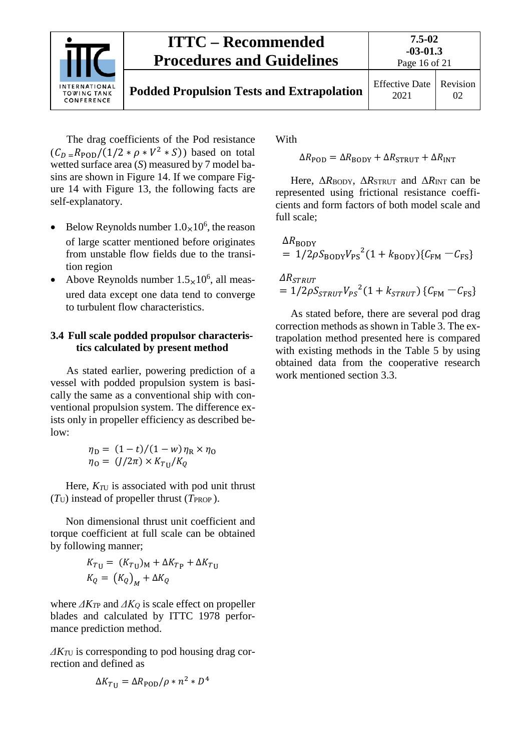The drag coefficients of the Pod resistance ($C_D = R_{\mathrm{POD}}/(1/2 * \rho * V^2 * S)$) based on total wetted surface area ($S$) measured by 7 model basins are shown in Figure 14. If we compare Figure 14 with Figure 13, the following facts are self-explanatory.

- Below Reynolds number $1.0\times10^6$, the reason of large scatter mentioned before originates from unstable flow fields due to the transition region
- Above Reynolds number $1.5\times10^6$, all measured data except one data tend to converge to turbulent flow characteristics.

### 3.4 Full scale podded propulsor characteristics calculated by present method

As stated earlier, powering prediction of a vessel with podded propulsion system is basically the same as a conventional ship with conventional propulsion system. The difference exists only in propeller efficiency as described below:

$$\eta_{\mathrm{D}} = (1-t)/(1-w)\,\eta_{\mathrm{R}} \times \eta_{\mathrm{O}}$$
$$\eta_{\mathrm{O}} = (J/2\pi) \times K_{T_{\mathrm{U}}}/K_Q$$

Here, $K_{TU}$ is associated with pod unit thrust ($T_{\mathrm{U}}$) instead of propeller thrust ($T_{\mathrm{PROP}}$).

Non dimensional thrust unit coefficient and torque coefficient at full scale can be obtained by following manner;

$$K_{T_{\mathrm{U}}} = (K_{T_{\mathrm{U}}})_{\mathrm{M}} + \Delta K_{T_{\mathrm{P}}} + \Delta K_{T_{\mathrm{U}}}$$
$$K_Q = (K_Q)_M + \Delta K_Q$$

where $\Delta K_{TP}$ and $\Delta K_Q$ is scale effect on propeller blades and calculated by ITTC 1978 performance prediction method.

$\Delta K_{TU}$ is corresponding to pod housing drag correction and defined as

$$\Delta K_{T_{\mathrm{U}}} = \Delta R_{\mathrm{POD}}/\rho * n^2 * D^4$$

With

$$\Delta R_{\mathrm{POD}} = \Delta R_{\mathrm{BODY}} + \Delta R_{\mathrm{STRUT}} + \Delta R_{\mathrm{INT}}$$

Here, $\Delta R_{\mathrm{BODY}}$, $\Delta R_{\mathrm{STRUT}}$ and $\Delta R_{\mathrm{INT}}$ can be represented using frictional resistance coefficients and form factors of both model scale and full scale;

$$\Delta R_{\mathrm{BODY}} = 1/2\rho S_{\mathrm{BODY}} {V_{\mathrm{PS}}}^2 (1 + k_{\mathrm{BODY}})\{C_{\mathrm{FM}} - C_{\mathrm{FS}}\}$$

$$\Delta R_{STRUT} = 1/2\rho S_{STRUT} {V_{PS}}^2 (1 + k_{STRUT})\,\{C_{\mathrm{FM}} - C_{\mathrm{FS}}\}$$

As stated before, there are several pod drag correction methods as shown in Table 3. The extrapolation method presented here is compared with existing methods in the Table 5 by using obtained data from the cooperative research work mentioned section 3.3.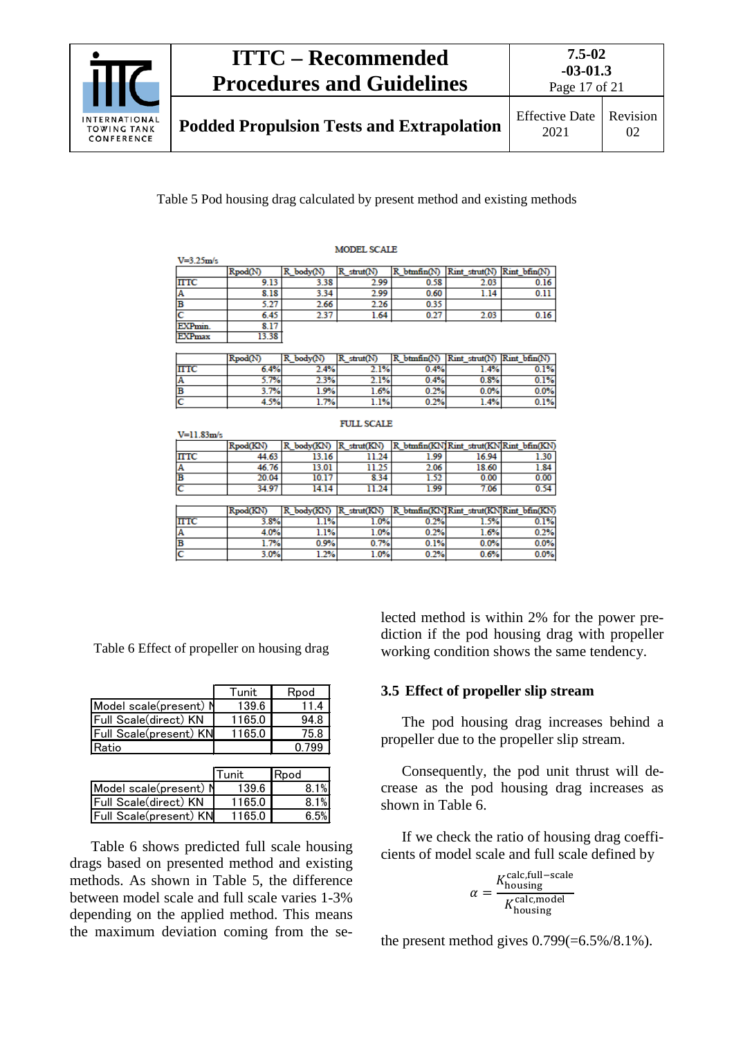Table 5 Pod housing drag calculated by present method and existing methods

MODEL SCALE

V=3.25m/s

| | Rpod(N) | R_body(N) | R_strut(N) | R_btmfin(N) | Rint_strut(N) | Rint_bfin(N) |
|---|---|---|---|---|---|---|
| ITTC | 9.13 | 3.38 | 2.99 | 0.58 | 2.03 | 0.16 |
| A | 8.18 | 3.34 | 2.99 | 0.60 | 1.14 | 0.11 |
| B | 5.27 | 2.66 | 2.26 | 0.35 | | |
| C | 6.45 | 2.37 | 1.64 | 0.27 | 2.03 | 0.16 |
| EXPmin. | 8.17 | | | | | |
| EXPmax | 13.38 | | | | | |

| | Rpod(N) | R_body(N) | R_strut(N) | R_btmfin(N) | Rint_strut(N) | Rint_bfin(N) |
|---|---|---|---|---|---|---|
| ITTC | 6.4% | 2.4% | 2.1% | 0.4% | 1.4% | 0.1% |
| A | 5.7% | 2.3% | 2.1% | 0.4% | 0.8% | 0.1% |
| B | 3.7% | 1.9% | 1.6% | 0.2% | 0.0% | 0.0% |
| C | 4.5% | 1.7% | 1.1% | 0.2% | 1.4% | 0.1% |

FULL SCALE

V=11.83m/s

| | Rpod(KN) | R_body(KN) | R_strut(KN) | R_btmfin(KN) | Rint_strut(KN) | Rint_bfin(KN) |
|---|---|---|---|---|---|---|
| ITTC | 44.63 | 13.16 | 11.24 | 1.99 | 16.94 | 1.30 |
| A | 46.76 | 13.01 | 11.25 | 2.06 | 18.60 | 1.84 |
| B | 20.04 | 10.17 | 8.34 | 1.52 | 0.00 | 0.00 |
| C | 34.97 | 14.14 | 11.24 | 1.99 | 7.06 | 0.54 |

| | Rpod(KN) | R_body(KN) | R_strut(KN) | R_btmfin(KN) | Rint_strut(KN) | Rint_bfin(KN) |
|---|---|---|---|---|---|---|
| ITTC | 3.8% | 1.1% | 1.0% | 0.2% | 1.5% | 0.1% |
| A | 4.0% | 1.1% | 1.0% | 0.2% | 1.6% | 0.2% |
| B | 1.7% | 0.9% | 0.7% | 0.1% | 0.0% | 0.0% |
| C | 3.0% | 1.2% | 1.0% | 0.2% | 0.6% | 0.0% |

Table 6 Effect of propeller on housing drag

| | Tunit | Rpod |
|---|---|---|
| Model scale(present) N | 139.6 | 11.4 |
| Full Scale(direct) KN | 1165.0 | 94.8 |
| Full Scale(present) KN | 1165.0 | 75.8 |
| Ratio | | 0.799 |

| | Tunit | Rpod |
|---|---|---|
| Model scale(present) N | 139.6 | 8.1% |
| Full Scale(direct) KN | 1165.0 | 8.1% |
| Full Scale(present) KN | 1165.0 | 6.5% |

Table 6 shows predicted full scale housing drags based on presented method and existing methods. As shown in Table 5, the difference between model scale and full scale varies 1-3% depending on the applied method. This means the maximum deviation coming from the selected method is within 2% for the power prediction if the pod housing drag with propeller working condition shows the same tendency.

## 3.5 Effect of propeller slip stream

The pod housing drag increases behind a propeller due to the propeller slip stream.

Consequently, the pod unit thrust will decrease as the pod housing drag increases as shown in Table 6.

If we check the ratio of housing drag coefficients of model scale and full scale defined by

$$\alpha = \frac{K_{\text{housing}}^{\text{calc,full-scale}}}{K_{\text{housing}}^{\text{calc,model}}}$$

the present method gives 0.799(=6.5%/8.1%).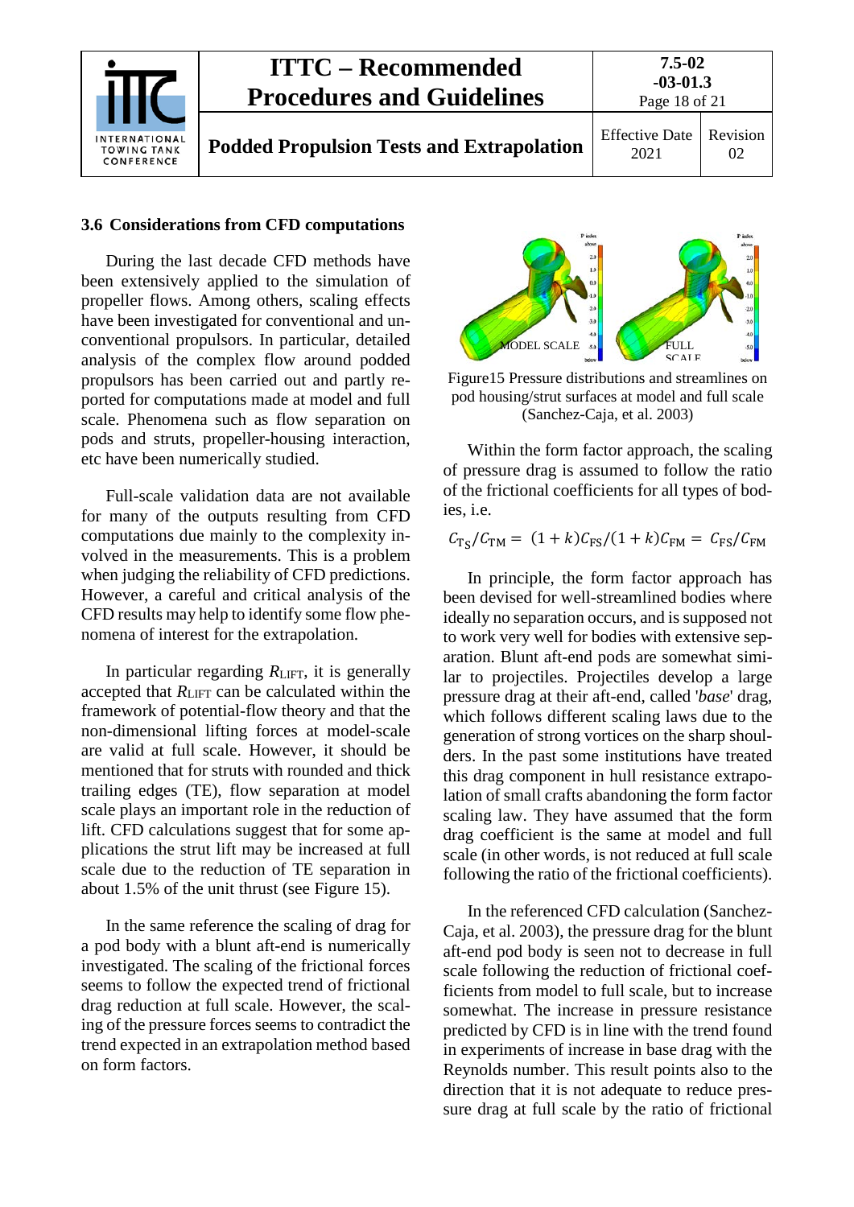### 3.6 Considerations from CFD computations

During the last decade CFD methods have been extensively applied to the simulation of propeller flows. Among others, scaling effects have been investigated for conventional and unconventional propulsors. In particular, detailed analysis of the complex flow around podded propulsors has been carried out and partly reported for computations made at model and full scale. Phenomena such as flow separation on pods and struts, propeller-housing interaction, etc have been numerically studied.

Full-scale validation data are not available for many of the outputs resulting from CFD computations due mainly to the complexity involved in the measurements. This is a problem when judging the reliability of CFD predictions. However, a careful and critical analysis of the CFD results may help to identify some flow phenomena of interest for the extrapolation.

In particular regarding $R_{LIFT}$, it is generally accepted that $R_{LIFT}$ can be calculated within the framework of potential-flow theory and that the non-dimensional lifting forces at model-scale are valid at full scale. However, it should be mentioned that for struts with rounded and thick trailing edges (TE), flow separation at model scale plays an important role in the reduction of lift. CFD calculations suggest that for some applications the strut lift may be increased at full scale due to the reduction of TE separation in about 1.5% of the unit thrust (see Figure 15).

In the same reference the scaling of drag for a pod body with a blunt aft-end is numerically investigated. The scaling of the frictional forces seems to follow the expected trend of frictional drag reduction at full scale. However, the scaling of the pressure forces seems to contradict the trend expected in an extrapolation method based on form factors.

Figure15 Pressure distributions and streamlines on pod housing/strut surfaces at model and full scale (Sanchez-Caja, et al. 2003)

Within the form factor approach, the scaling of pressure drag is assumed to follow the ratio of the frictional coefficients for all types of bodies, i.e.

$$C_{T_S}/C_{TM} = (1+k)C_{FS}/(1+k)C_{FM} = C_{FS}/C_{FM}$$

In principle, the form factor approach has been devised for well-streamlined bodies where ideally no separation occurs, and is supposed not to work very well for bodies with extensive separation. Blunt aft-end pods are somewhat similar to projectiles. Projectiles develop a large pressure drag at their aft-end, called '*base*' drag, which follows different scaling laws due to the generation of strong vortices on the sharp shoulders. In the past some institutions have treated this drag component in hull resistance extrapolation of small crafts abandoning the form factor scaling law. They have assumed that the form drag coefficient is the same at model and full scale (in other words, is not reduced at full scale following the ratio of the frictional coefficients).

In the referenced CFD calculation (Sanchez-Caja, et al. 2003), the pressure drag for the blunt aft-end pod body is seen not to decrease in full scale following the reduction of frictional coefficients from model to full scale, but to increase somewhat. The increase in pressure resistance predicted by CFD is in line with the trend found in experiments of increase in base drag with the Reynolds number. This result points also to the direction that it is not adequate to reduce pressure drag at full scale by the ratio of frictional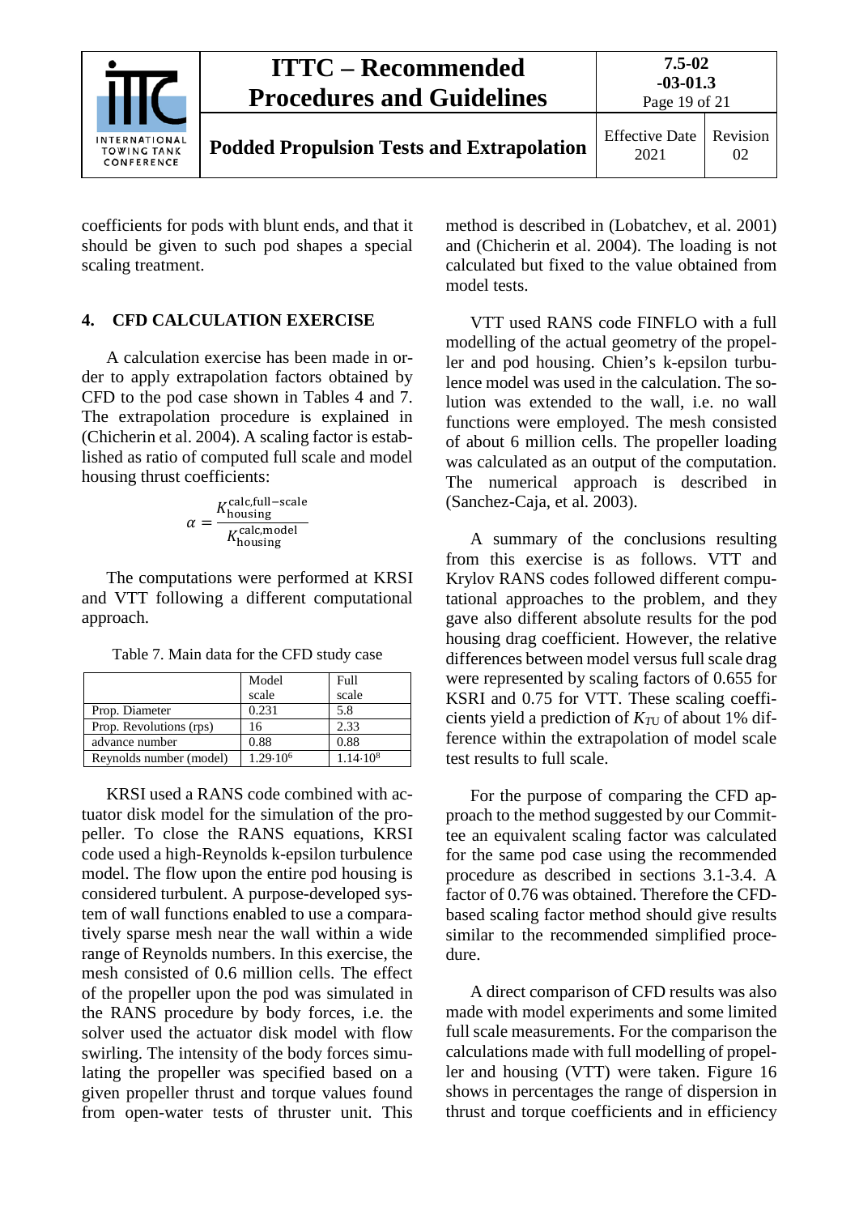coefficients for pods with blunt ends, and that it should be given to such pod shapes a special scaling treatment.

## 4. CFD CALCULATION EXERCISE

A calculation exercise has been made in order to apply extrapolation factors obtained by CFD to the pod case shown in Tables 4 and 7. The extrapolation procedure is explained in (Chicherin et al. 2004). A scaling factor is established as ratio of computed full scale and model housing thrust coefficients:

$$\alpha = \frac{K_{\text{housing}}^{\text{calc,full-scale}}}{K_{\text{housing}}^{\text{calc,model}}}$$

The computations were performed at KRSI and VTT following a different computational approach.

Table 7. Main data for the CFD study case

| | Model scale | Full scale |
|---|---|---|
| Prop. Diameter | 0.231 | 5.8 |
| Prop. Revolutions (rps) | 16 | 2.33 |
| advance number | 0.88 | 0.88 |
| Reynolds number (model) | $1.29{\cdot}10^6$ | $1.14{\cdot}10^8$ |

KRSI used a RANS code combined with actuator disk model for the simulation of the propeller. To close the RANS equations, KRSI code used a high-Reynolds k-epsilon turbulence model. The flow upon the entire pod housing is considered turbulent. A purpose-developed system of wall functions enabled to use a comparatively sparse mesh near the wall within a wide range of Reynolds numbers. In this exercise, the mesh consisted of 0.6 million cells. The effect of the propeller upon the pod was simulated in the RANS procedure by body forces, i.e. the solver used the actuator disk model with flow swirling. The intensity of the body forces simulating the propeller was specified based on a given propeller thrust and torque values found from open-water tests of thruster unit. This method is described in (Lobatchev, et al. 2001) and (Chicherin et al. 2004). The loading is not calculated but fixed to the value obtained from model tests.

VTT used RANS code FINFLO with a full modelling of the actual geometry of the propeller and pod housing. Chien's k-epsilon turbulence model was used in the calculation. The solution was extended to the wall, i.e. no wall functions were employed. The mesh consisted of about 6 million cells. The propeller loading was calculated as an output of the computation. The numerical approach is described in (Sanchez-Caja, et al. 2003).

A summary of the conclusions resulting from this exercise is as follows. VTT and Krylov RANS codes followed different computational approaches to the problem, and they gave also different absolute results for the pod housing drag coefficient. However, the relative differences between model versus full scale drag were represented by scaling factors of 0.655 for KSRI and 0.75 for VTT. These scaling coefficients yield a prediction of $K_{TU}$ of about 1% difference within the extrapolation of model scale test results to full scale.

For the purpose of comparing the CFD approach to the method suggested by our Committee an equivalent scaling factor was calculated for the same pod case using the recommended procedure as described in sections 3.1-3.4. A factor of 0.76 was obtained. Therefore the CFD-based scaling factor method should give results similar to the recommended simplified procedure.

A direct comparison of CFD results was also made with model experiments and some limited full scale measurements. For the comparison the calculations made with full modelling of propeller and housing (VTT) were taken. Figure 16 shows in percentages the range of dispersion in thrust and torque coefficients and in efficiency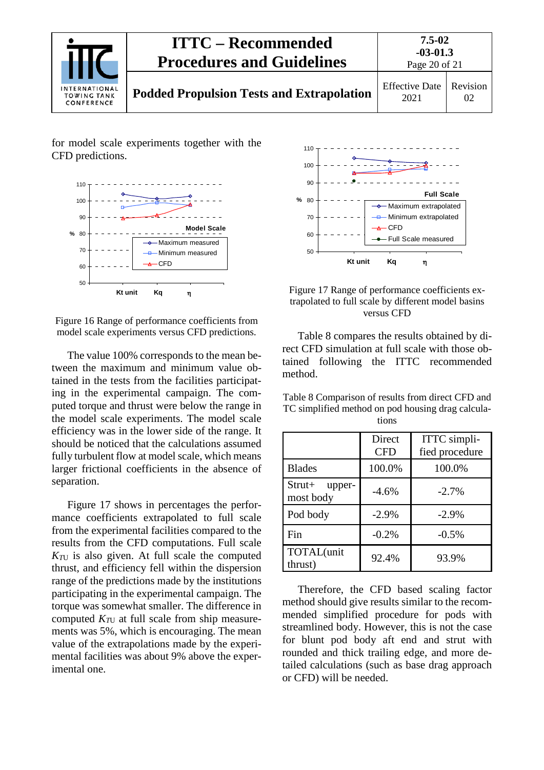for model scale experiments together with the CFD predictions.

Figure 16 Range of performance coefficients from model scale experiments versus CFD predictions.

The value 100% corresponds to the mean between the maximum and minimum value obtained in the tests from the facilities participating in the experimental campaign. The computed torque and thrust were below the range in the model scale experiments. The model scale efficiency was in the lower side of the range. It should be noticed that the calculations assumed fully turbulent flow at model scale, which means larger frictional coefficients in the absence of separation.

Figure 17 shows in percentages the performance coefficients extrapolated to full scale from the experimental facilities compared to the results from the CFD computations. Full scale $K_{TU}$ is also given. At full scale the computed thrust, and efficiency fell within the dispersion range of the predictions made by the institutions participating in the experimental campaign. The torque was somewhat smaller. The difference in computed $K_{TU}$ at full scale from ship measurements was 5%, which is encouraging. The mean value of the extrapolations made by the experimental facilities was about 9% above the experimental one.

Figure 17 Range of performance coefficients extrapolated to full scale by different model basins versus CFD

Table 8 compares the results obtained by direct CFD simulation at full scale with those obtained following the ITTC recommended method.

Table 8 Comparison of results from direct CFD and TC simplified method on pod housing drag calculations

| | Direct CFD | ITTC simplified procedure |
|---|---|---|
| Blades | 100.0% | 100.0% |
| Strut+ uppermost body | -4.6% | -2.7% |
| Pod body | -2.9% | -2.9% |
| Fin | -0.2% | -0.5% |
| TOTAL(unit thrust) | 92.4% | 93.9% |

Therefore, the CFD based scaling factor method should give results similar to the recommended simplified procedure for pods with streamlined body. However, this is not the case for blunt pod body aft end and strut with rounded and thick trailing edge, and more detailed calculations (such as base drag approach or CFD) will be needed.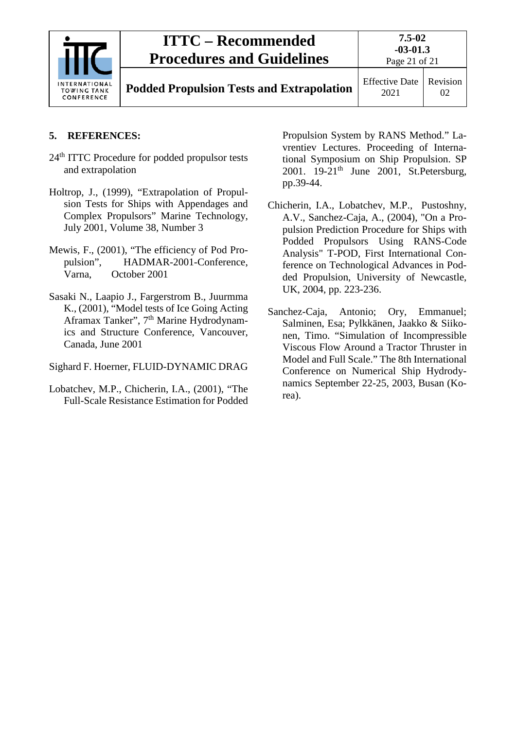## 5. REFERENCES:

24th ITTC Procedure for podded propulsor tests and extrapolation

Holtrop, J., (1999), "Extrapolation of Propulsion Tests for Ships with Appendages and Complex Propulsors" Marine Technology, July 2001, Volume 38, Number 3

Mewis, F., (2001), "The efficiency of Pod Propulsion", HADMAR-2001-Conference, Varna, October 2001

Sasaki N., Laapio J., Fargerstrom B., Juurmma K., (2001), "Model tests of Ice Going Acting Aframax Tanker", 7th Marine Hydrodynamics and Structure Conference, Vancouver, Canada, June 2001

Sighard F. Hoerner, FLUID-DYNAMIC DRAG

Lobatchev, M.P., Chicherin, I.A., (2001), "The Full-Scale Resistance Estimation for Podded Propulsion System by RANS Method." Lavrentiev Lectures. Proceeding of International Symposium on Ship Propulsion. SP 2001. 19-21th June 2001, St.Petersburg, pp.39-44.

Chicherin, I.A., Lobatchev, M.P., Pustoshny, A.V., Sanchez-Caja, A., (2004), "On a Propulsion Prediction Procedure for Ships with Podded Propulsors Using RANS-Code Analysis" T-POD, First International Conference on Technological Advances in Podded Propulsion, University of Newcastle, UK, 2004, pp. 223-236.

Sanchez-Caja, Antonio; Ory, Emmanuel; Salminen, Esa; Pylkkänen, Jaakko & Siikonen, Timo. "Simulation of Incompressible Viscous Flow Around a Tractor Thruster in Model and Full Scale." The 8th International Conference on Numerical Ship Hydrodynamics September 22-25, 2003, Busan (Korea).